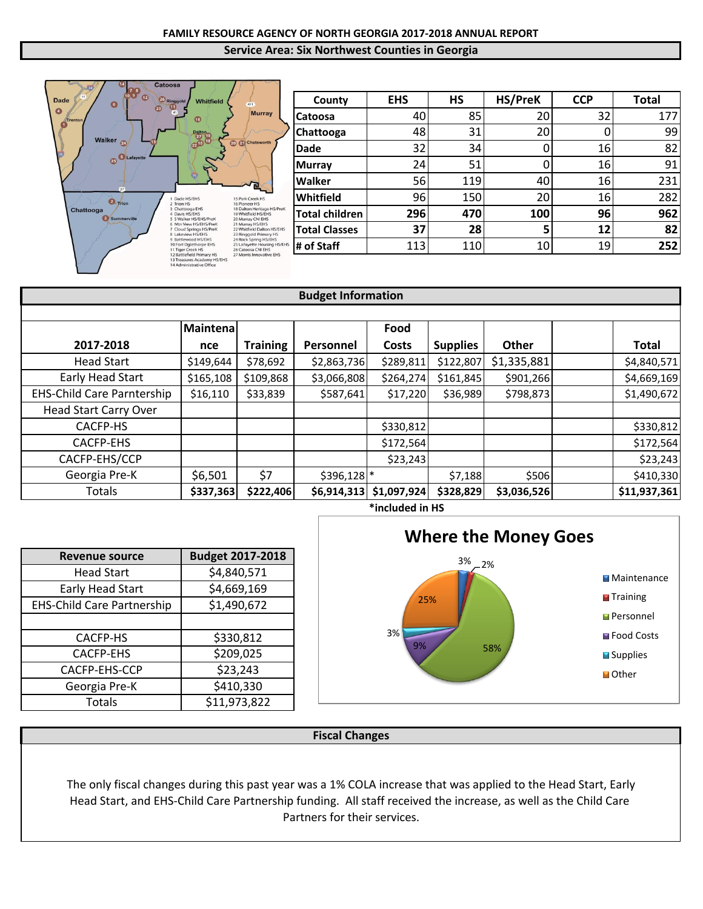# FAMILY RESOURCE AGENCY OF NORTH GEORGIA 2017-2018 ANNUAL REPORT

## Service Area: Six Northwest Counties in Georgia

1 Dade HS/EHS
2 Trion HS
3 Chattooga EHS
4 Davis HS/EHS
5 S Walker HS/EHS/PreK
6 Mtn View HS/EHS/PreK
7 Cloud Springs HS/PreK
8 Lakeview HS/EHS
9 Battlewood HS/EHS
10 Fort Oglethorpe EHS
11 Tiger Creek HS
12 Battlefield Primary HS
13 Treasures Academy HS/EHS
14 Administrative Office
15 Park Creek HS
16 Pioneer HS
18 Dalton Heritage HS/PreK
19 Whitfield HS/EHS
20 Murray CNI EHS
21 Murray HS/EHS
22 Whitfield Dalton HS/EHS
23 Ringgold Primary HS
24 Rock Spring HS/EHS
25 LaFayette Housing HS/EHS
26 Catoosa CNI EHS
27 Morris Innovative EHS

| County | EHS | HS | HS/PreK | CCP | Total |
|---|---|---|---|---|---|
| Catoosa | 40 | 85 | 20 | 32 | 177 |
| Chattooga | 48 | 31 | 20 | 0 | 99 |
| Dade | 32 | 34 | 0 | 16 | 82 |
| Murray | 24 | 51 | 0 | 16 | 91 |
| Walker | 56 | 119 | 40 | 16 | 231 |
| Whitfield | 96 | 150 | 20 | 16 | 282 |
| **Total children** | **296** | **470** | **100** | **96** | **962** |
| **Total Classes** | **37** | **28** | **5** | **12** | **82** |
| **# of Staff** | 113 | 110 | 10 | 19 | **252** |

## Budget Information

| 2017-2018 | Maintenance | Training | Personnel | Food Costs | Supplies | Other | | Total |
|---|---|---|---|---|---|---|---|---|
| Head Start | $149,644 | $78,692 | $2,863,736 | $289,811 | $122,807 | $1,335,881 | | $4,840,571 |
| Early Head Start | $165,108 | $109,868 | $3,066,808 | $264,274 | $161,845 | $901,266 | | $4,669,169 |
| EHS-Child Care Parntership | $16,110 | $33,839 | $587,641 | $17,220 | $36,989 | $798,873 | | $1,490,672 |
| Head Start Carry Over | | | | | | | | |
| CACFP-HS | | | | $330,812 | | | | $330,812 |
| CACFP-EHS | | | | $172,564 | | | | $172,564 |
| CACFP-EHS/CCP | | | | $23,243 | | | | $23,243 |
| Georgia Pre-K | $6,501 | $7 | $396,128 | * | $7,188 | $506 | | $410,330 |
| Totals | **$337,363** | **$222,406** | **$6,914,313** | **$1,097,924** | **$328,829** | **$3,036,526** | | **$11,937,361** |

*included in HS

| Revenue source | Budget 2017-2018 |
|---|---|
| Head Start | $4,840,571 |
| Early Head Start | $4,669,169 |
| EHS-Child Care Partnership | $1,490,672 |
| | |
| CACFP-HS | $330,812 |
| CACFP-EHS | $209,025 |
| CACFP-EHS-CCP | $23,243 |
| Georgia Pre-K | $410,330 |
| Totals | $11,973,822 |

### Where the Money Goes

| Category | Percent |
|---|---|
| Maintenance | 3% |
| Training | 2% |
| Personnel | 58% |
| Food Costs | 9% |
| Supplies | 3% |
| Other | 25% |

## Fiscal Changes

The only fiscal changes during this past year was a 1% COLA increase that was applied to the Head Start, Early Head Start, and EHS-Child Care Partnership funding. All staff received the increase, as well as the Child Care Partners for their services.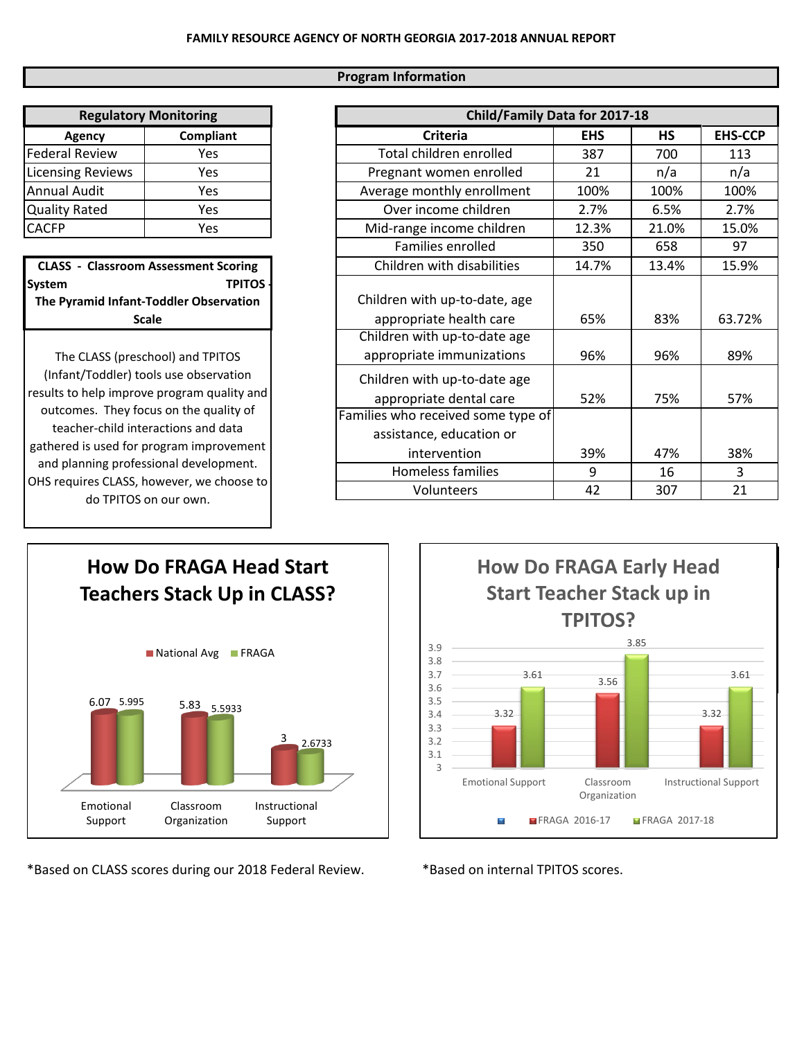**FAMILY RESOURCE AGENCY OF NORTH GEORGIA 2017-2018 ANNUAL REPORT**

## Program Information

| Regulatory Monitoring | |
|---|---|
| **Agency** | **Compliant** |
| Federal Review | Yes |
| Licensing Reviews | Yes |
| Annual Audit | Yes |
| Quality Rated | Yes |
| CACFP | Yes |

**CLASS - Classroom Assessment Scoring System TPITOS - The Pyramid Infant-Toddler Observation Scale**

The CLASS (preschool) and TPITOS (Infant/Toddler) tools use observation results to help improve program quality and outcomes. They focus on the quality of teacher-child interactions and data gathered is used for program improvement and planning professional development. OHS requires CLASS, however, we choose to do TPITOS on our own.

| Child/Family Data for 2017-18 | | | |
|---|---|---|---|
| **Criteria** | **EHS** | **HS** | **EHS-CCP** |
| Total children enrolled | 387 | 700 | 113 |
| Pregnant women enrolled | 21 | n/a | n/a |
| Average monthly enrollment | 100% | 100% | 100% |
| Over income children | 2.7% | 6.5% | 2.7% |
| Mid-range income children | 12.3% | 21.0% | 15.0% |
| Families enrolled | 350 | 658 | 97 |
| Children with disabilities | 14.7% | 13.4% | 15.9% |
| Children with up-to-date, age appropriate health care | 65% | 83% | 63.72% |
| Children with up-to-date age appropriate immunizations | 96% | 96% | 89% |
| Children with up-to-date age appropriate dental care | 52% | 75% | 57% |
| Families who received some type of assistance, education or intervention | 39% | 47% | 38% |
| Homeless families | 9 | 16 | 3 |
| Volunteers | 42 | 307 | 21 |

### How Do FRAGA Head Start Teachers Stack Up in CLASS?

| | National Avg | FRAGA |
|---|---|---|
| Emotional Support | 6.07 | 5.995 |
| Classroom Organization | 5.83 | 5.5933 |
| Instructional Support | 3 | 2.6733 |

*Based on CLASS scores during our 2018 Federal Review.

### How Do FRAGA Early Head Start Teacher Stack up in TPITOS?

| | FRAGA 2016-17 | FRAGA 2017-18 |
|---|---|---|
| Emotional Support | 3.32 | 3.61 |
| Classroom Organization | 3.56 | 3.85 |
| Instructional Support | 3.32 | 3.61 |

*Based on internal TPITOS scores.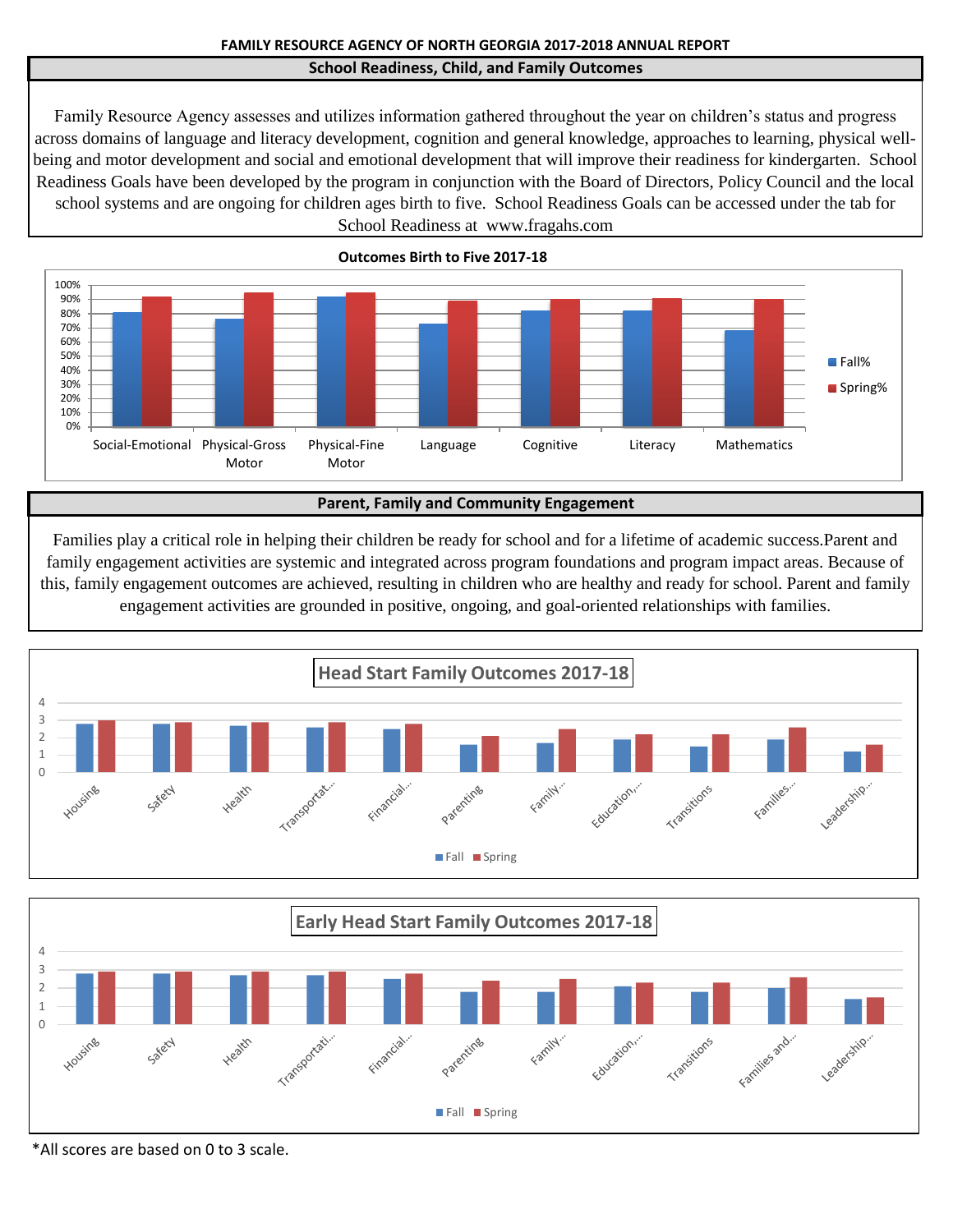FAMILY RESOURCE AGENCY OF NORTH GEORGIA 2017-2018 ANNUAL REPORT

## School Readiness, Child, and Family Outcomes

Family Resource Agency assesses and utilizes information gathered throughout the year on children's status and progress across domains of language and literacy development, cognition and general knowledge, approaches to learning, physical well-being and motor development and social and emotional development that will improve their readiness for kindergarten. School Readiness Goals have been developed by the program in conjunction with the Board of Directors, Policy Council and the local school systems and are ongoing for children ages birth to five. School Readiness Goals can be accessed under the tab for School Readiness at www.fragahs.com

**Outcomes Birth to Five 2017-18**

100%
90%
80%
70%
60%
50%
40%
30%
20%
10%
0%

Social-Emotional
Physical-Gross Motor
Physical-Fine Motor
Language
Cognitive
Literacy
Mathematics

Fall%
Spring%

## Parent, Family and Community Engagement

Families play a critical role in helping their children be ready for school and for a lifetime of academic success.Parent and family engagement activities are systemic and integrated across program foundations and program impact areas. Because of this, family engagement outcomes are achieved, resulting in children who are healthy and ready for school. Parent and family engagement activities are grounded in positive, ongoing, and goal-oriented relationships with families.

**Head Start Family Outcomes 2017-18**

4
3
2
1
0

Housing
Safety
Health
Transportat...
Financial...
Parenting
Family...
Education,...
Transitions
Families...
Leadership...

Fall
Spring

**Early Head Start Family Outcomes 2017-18**

4
3
2
1
0

Housing
Safety
Health
Transportati...
Financial...
Parenting
Family...
Education,...
Transitions
Families and...
Leadership...

Fall
Spring

*All scores are based on 0 to 3 scale.